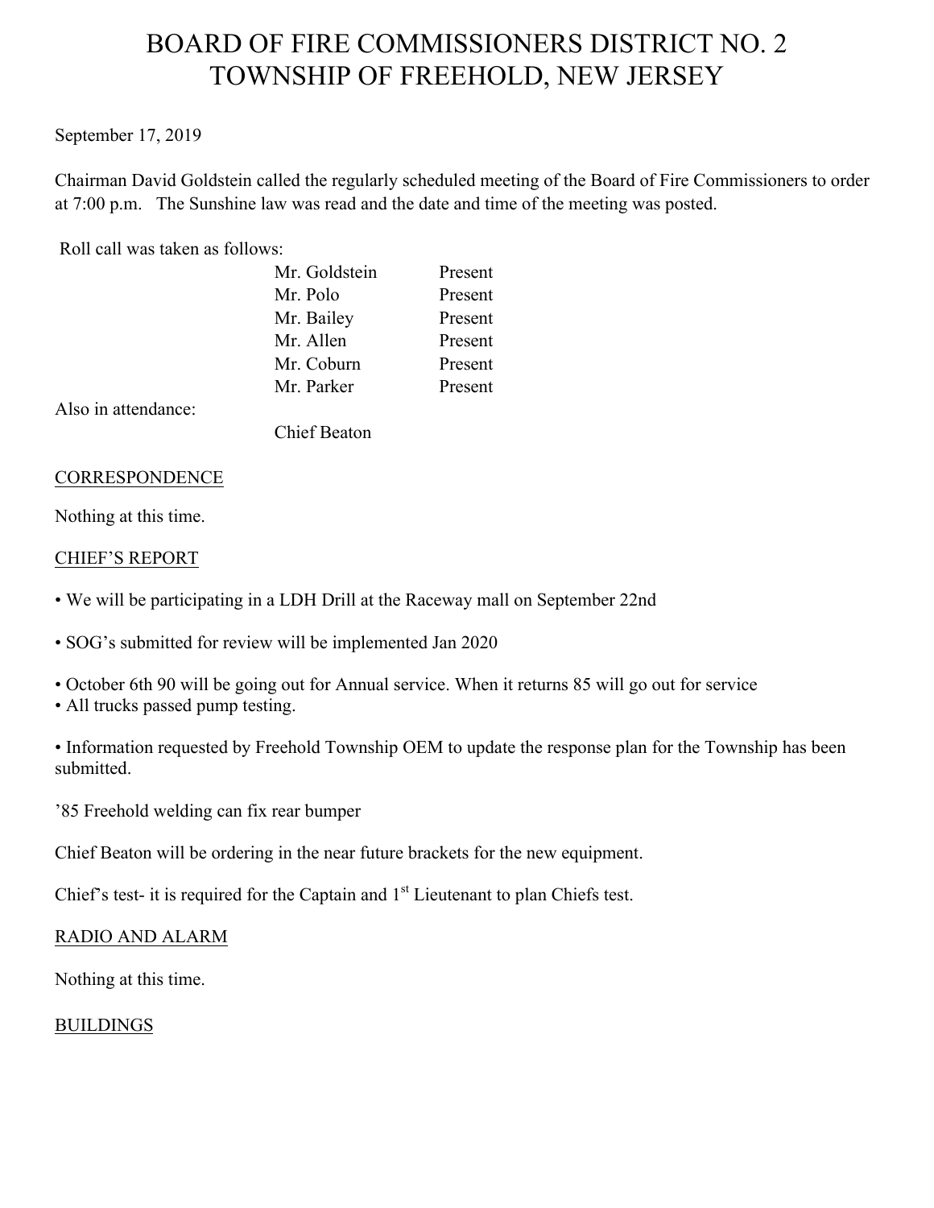# BOARD OF FIRE COMMISSIONERS DISTRICT NO. 2
# TOWNSHIP OF FREEHOLD, NEW JERSEY

September 17, 2019

Chairman David Goldstein called the regularly scheduled meeting of the Board of Fire Commissioners to order at 7:00 p.m. The Sunshine law was read and the date and time of the meeting was posted.

Roll call was taken as follows:

| | |
|---|---|
| Mr. Goldstein | Present |
| Mr. Polo | Present |
| Mr. Bailey | Present |
| Mr. Allen | Present |
| Mr. Coburn | Present |
| Mr. Parker | Present |

Also in attendance:

Chief Beaton

<u>CORRESPONDENCE</u>

Nothing at this time.

<u>CHIEF'S REPORT</u>

- We will be participating in a LDH Drill at the Raceway mall on September 22nd
- SOG's submitted for review will be implemented Jan 2020
- October 6th 90 will be going out for Annual service. When it returns 85 will go out for service
- All trucks passed pump testing.
- Information requested by Freehold Township OEM to update the response plan for the Township has been submitted.

'85 Freehold welding can fix rear bumper

Chief Beaton will be ordering in the near future brackets for the new equipment.

Chief's test- it is required for the Captain and 1st Lieutenant to plan Chiefs test.

<u>RADIO AND ALARM</u>

Nothing at this time.

<u>BUILDINGS</u>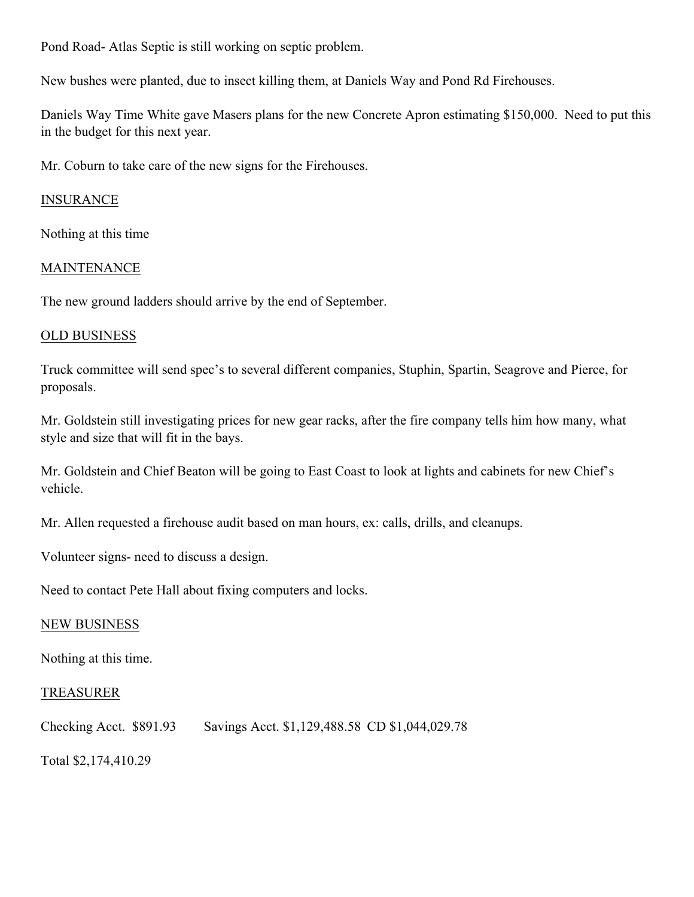Pond Road- Atlas Septic is still working on septic problem.

New bushes were planted, due to insect killing them, at Daniels Way and Pond Rd Firehouses.

Daniels Way Time White gave Masers plans for the new Concrete Apron estimating $150,000. Need to put this in the budget for this next year.

Mr. Coburn to take care of the new signs for the Firehouses.

<u>INSURANCE</u>

Nothing at this time

<u>MAINTENANCE</u>

The new ground ladders should arrive by the end of September.

<u>OLD BUSINESS</u>

Truck committee will send spec's to several different companies, Stuphin, Spartin, Seagrove and Pierce, for proposals.

Mr. Goldstein still investigating prices for new gear racks, after the fire company tells him how many, what style and size that will fit in the bays.

Mr. Goldstein and Chief Beaton will be going to East Coast to look at lights and cabinets for new Chief's vehicle.

Mr. Allen requested a firehouse audit based on man hours, ex: calls, drills, and cleanups.

Volunteer signs- need to discuss a design.

Need to contact Pete Hall about fixing computers and locks.

<u>NEW BUSINESS</u>

Nothing at this time.

<u>TREASURER</u>

Checking Acct. $891.93 Savings Acct. $1,129,488.58 CD $1,044,029.78

Total $2,174,410.29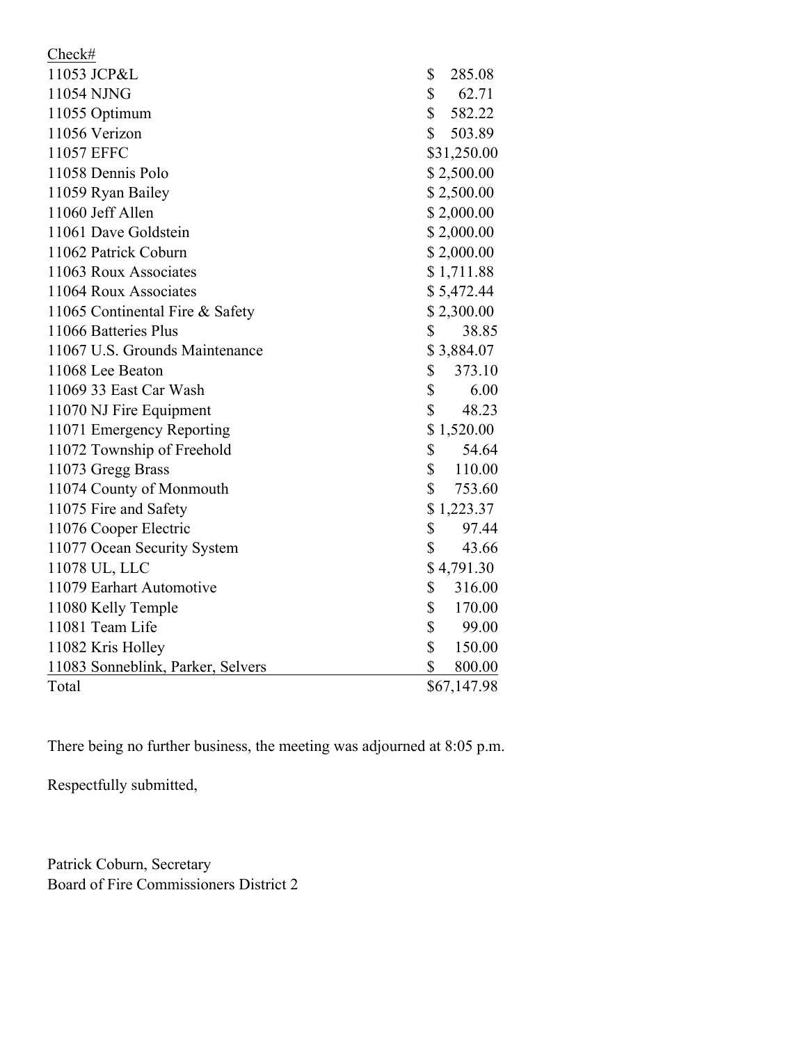| Check# | |
|---|---|
| 11053 JCP&L | $ 285.08 |
| 11054 NJNG | $ 62.71 |
| 11055 Optimum | $ 582.22 |
| 11056 Verizon | $ 503.89 |
| 11057 EFFC | $31,250.00 |
| 11058 Dennis Polo | $ 2,500.00 |
| 11059 Ryan Bailey | $ 2,500.00 |
| 11060 Jeff Allen | $ 2,000.00 |
| 11061 Dave Goldstein | $ 2,000.00 |
| 11062 Patrick Coburn | $ 2,000.00 |
| 11063 Roux Associates | $ 1,711.88 |
| 11064 Roux Associates | $ 5,472.44 |
| 11065 Continental Fire & Safety | $ 2,300.00 |
| 11066 Batteries Plus | $ 38.85 |
| 11067 U.S. Grounds Maintenance | $ 3,884.07 |
| 11068 Lee Beaton | $ 373.10 |
| 11069 33 East Car Wash | $ 6.00 |
| 11070 NJ Fire Equipment | $ 48.23 |
| 11071 Emergency Reporting | $ 1,520.00 |
| 11072 Township of Freehold | $ 54.64 |
| 11073 Gregg Brass | $ 110.00 |
| 11074 County of Monmouth | $ 753.60 |
| 11075 Fire and Safety | $ 1,223.37 |
| 11076 Cooper Electric | $ 97.44 |
| 11077 Ocean Security System | $ 43.66 |
| 11078 UL, LLC | $ 4,791.30 |
| 11079 Earhart Automotive | $ 316.00 |
| 11080 Kelly Temple | $ 170.00 |
| 11081 Team Life | $ 99.00 |
| 11082 Kris Holley | $ 150.00 |
| 11083 Sonneblink, Parker, Selvers | $ 800.00 |
| Total | $67,147.98 |

There being no further business, the meeting was adjourned at 8:05 p.m.

Respectfully submitted,

Patrick Coburn, Secretary
Board of Fire Commissioners District 2